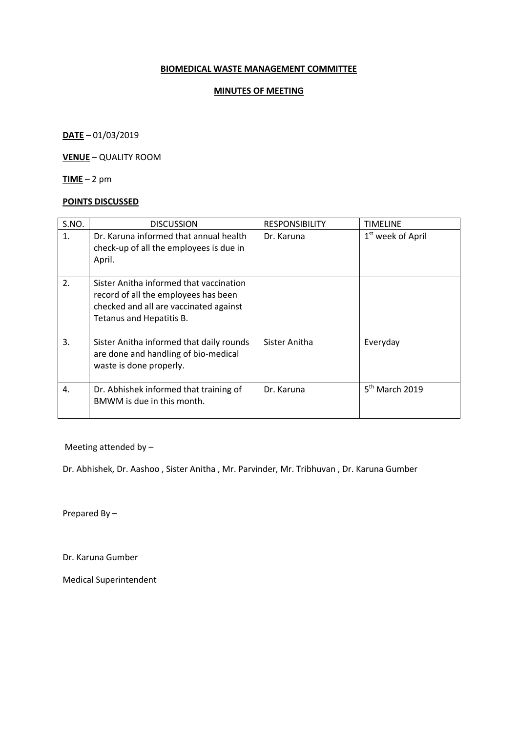## BIOMEDICAL WASTE MANAGEMENT COMMITTEE

### MINUTES OF MEETING

**DATE** – 01/03/2019

**VENUE** – QUALITY ROOM

**TIME** – 2 pm

**POINTS DISCUSSED**

| S.NO. | DISCUSSION | RESPONSIBILITY | TIMELINE |
|---|---|---|---|
| 1. | Dr. Karuna informed that annual health check-up of all the employees is due in April. | Dr. Karuna | 1st week of April |
| 2. | Sister Anitha informed that vaccination record of all the employees has been checked and all are vaccinated against Tetanus and Hepatitis B. | | |
| 3. | Sister Anitha informed that daily rounds are done and handling of bio-medical waste is done properly. | Sister Anitha | Everyday |
| 4. | Dr. Abhishek informed that training of BMWM is due in this month. | Dr. Karuna | 5th March 2019 |

Meeting attended by –

Dr. Abhishek, Dr. Aashoo , Sister Anitha , Mr. Parvinder, Mr. Tribhuvan , Dr. Karuna Gumber

Prepared By –

Dr. Karuna Gumber

Medical Superintendent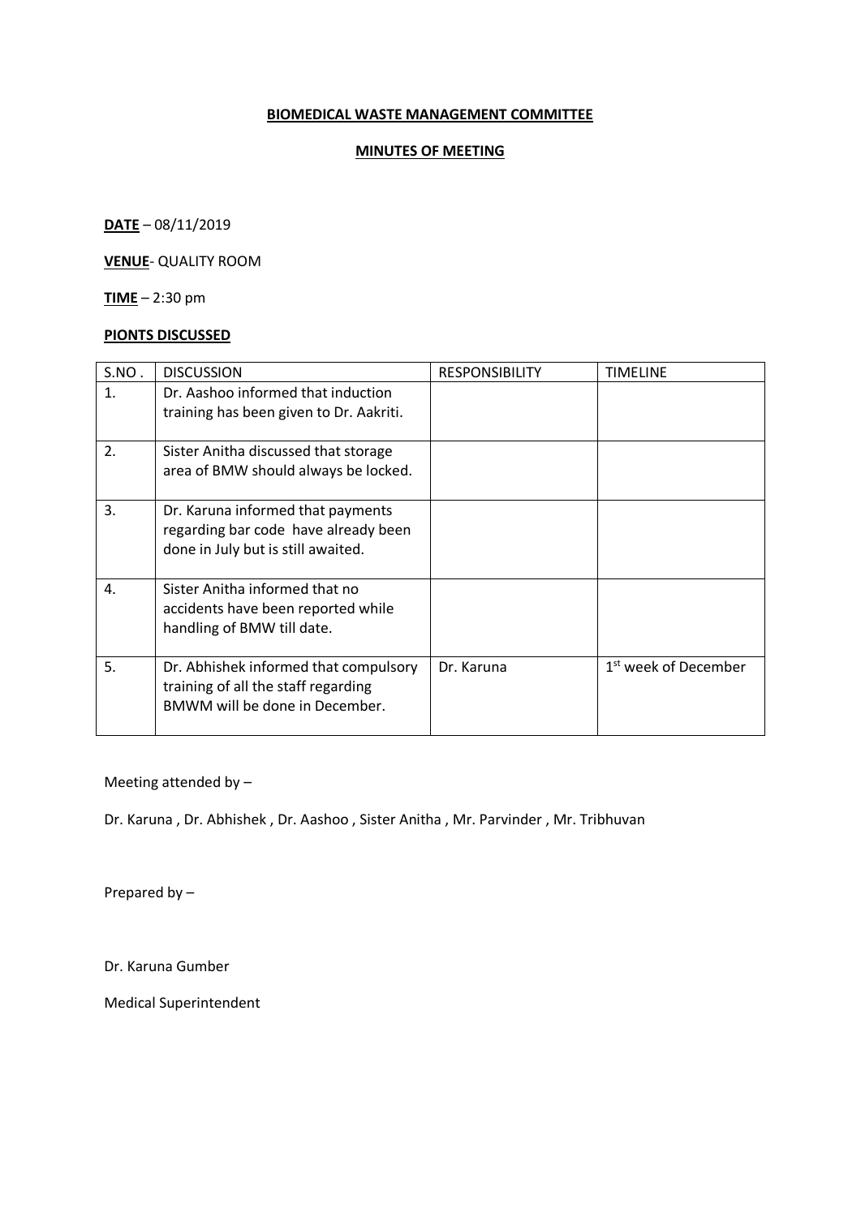**BIOMEDICAL WASTE MANAGEMENT COMMITTEE**

**MINUTES OF MEETING**

**DATE** – 08/11/2019

**VENUE**- QUALITY ROOM

**TIME** – 2:30 pm

**PIONTS DISCUSSED**

| S.NO . | DISCUSSION | RESPONSIBILITY | TIMELINE |
|---|---|---|---|
| 1. | Dr. Aashoo informed that induction training has been given to Dr. Aakriti. | | |
| 2. | Sister Anitha discussed that storage area of BMW should always be locked. | | |
| 3. | Dr. Karuna informed that payments regarding bar code have already been done in July but is still awaited. | | |
| 4. | Sister Anitha informed that no accidents have been reported while handling of BMW till date. | | |
| 5. | Dr. Abhishek informed that compulsory training of all the staff regarding BMWM will be done in December. | Dr. Karuna | 1st week of December |

Meeting attended by –

Dr. Karuna , Dr. Abhishek , Dr. Aashoo , Sister Anitha , Mr. Parvinder , Mr. Tribhuvan

Prepared by –

Dr. Karuna Gumber

Medical Superintendent